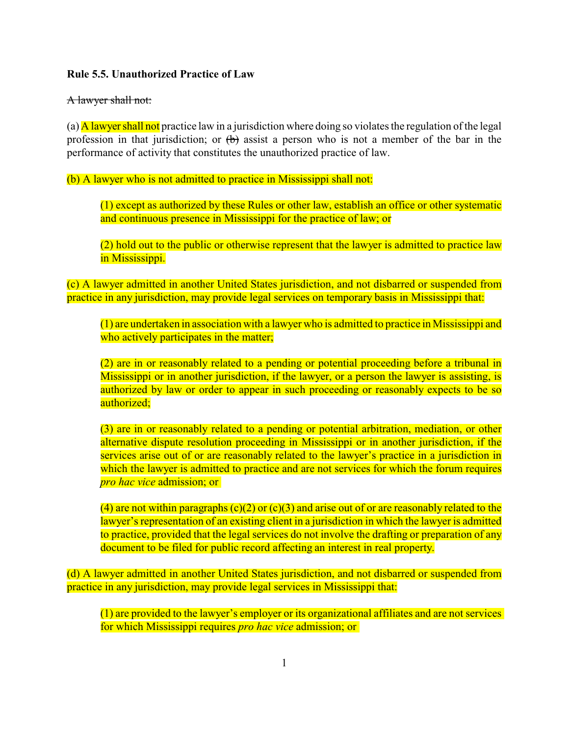**Rule 5.5. Unauthorized Practice of Law**

~~A lawyer shall not:~~

(a) A lawyer shall not practice law in a jurisdiction where doing so violates the regulation of the legal profession in that jurisdiction; or ~~(b)~~ assist a person who is not a member of the bar in the performance of activity that constitutes the unauthorized practice of law.

(b) A lawyer who is not admitted to practice in Mississippi shall not:

> (1) except as authorized by these Rules or other law, establish an office or other systematic and continuous presence in Mississippi for the practice of law; or
>
> (2) hold out to the public or otherwise represent that the lawyer is admitted to practice law in Mississippi.

(c) A lawyer admitted in another United States jurisdiction, and not disbarred or suspended from practice in any jurisdiction, may provide legal services on temporary basis in Mississippi that:

> (1) are undertaken in association with a lawyer who is admitted to practice in Mississippi and who actively participates in the matter;
>
> (2) are in or reasonably related to a pending or potential proceeding before a tribunal in Mississippi or in another jurisdiction, if the lawyer, or a person the lawyer is assisting, is authorized by law or order to appear in such proceeding or reasonably expects to be so authorized;
>
> (3) are in or reasonably related to a pending or potential arbitration, mediation, or other alternative dispute resolution proceeding in Mississippi or in another jurisdiction, if the services arise out of or are reasonably related to the lawyer's practice in a jurisdiction in which the lawyer is admitted to practice and are not services for which the forum requires *pro hac vice* admission; or
>
> (4) are not within paragraphs (c)(2) or (c)(3) and arise out of or are reasonably related to the lawyer's representation of an existing client in a jurisdiction in which the lawyer is admitted to practice, provided that the legal services do not involve the drafting or preparation of any document to be filed for public record affecting an interest in real property.

(d) A lawyer admitted in another United States jurisdiction, and not disbarred or suspended from practice in any jurisdiction, may provide legal services in Mississippi that:

> (1) are provided to the lawyer's employer or its organizational affiliates and are not services for which Mississippi requires *pro hac vice* admission; or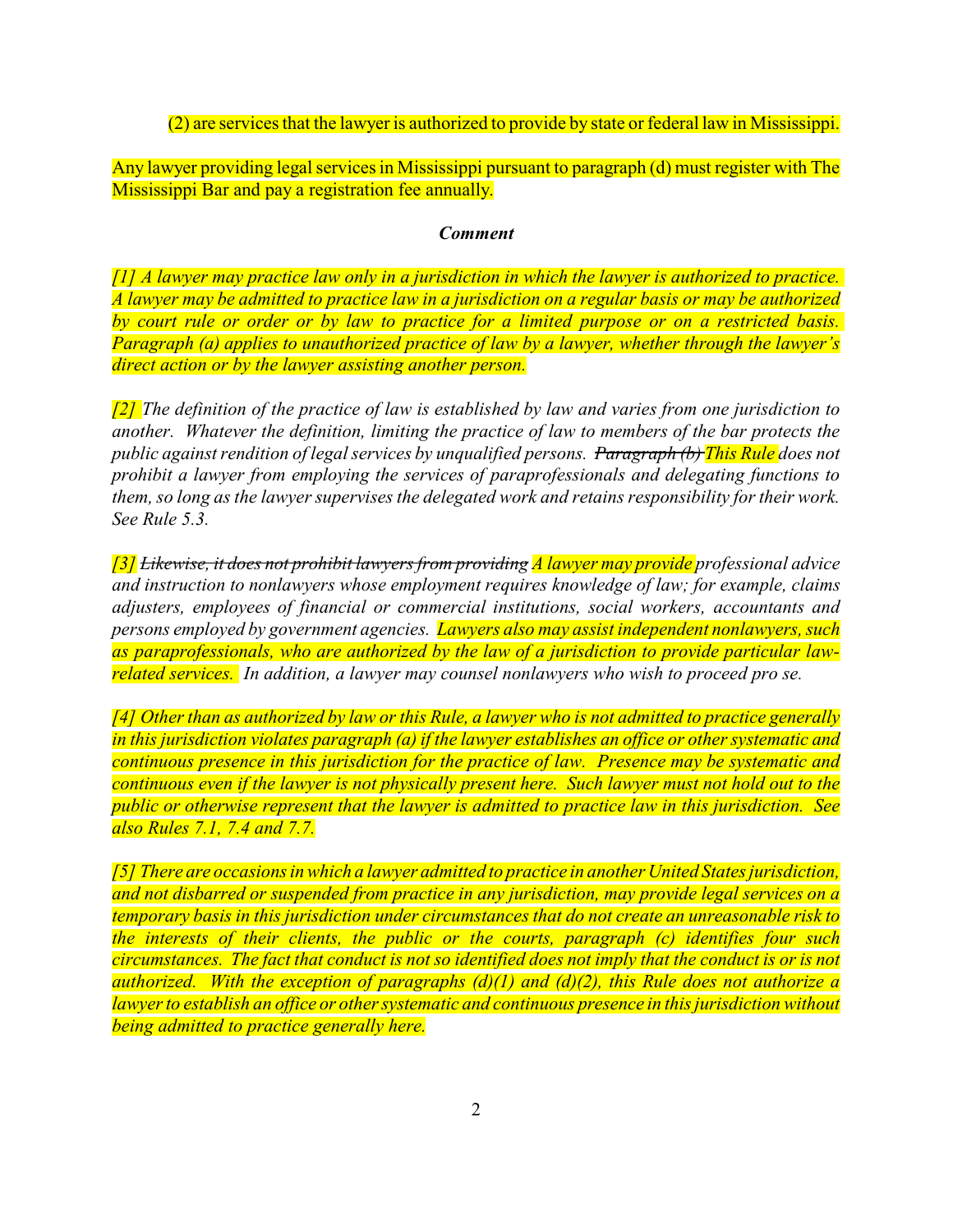(2) are services that the lawyer is authorized to provide by state or federal law in Mississippi.

Any lawyer providing legal services in Mississippi pursuant to paragraph (d) must register with The Mississippi Bar and pay a registration fee annually.

***Comment***

*[1] A lawyer may practice law only in a jurisdiction in which the lawyer is authorized to practice. A lawyer may be admitted to practice law in a jurisdiction on a regular basis or may be authorized by court rule or order or by law to practice for a limited purpose or on a restricted basis. Paragraph (a) applies to unauthorized practice of law by a lawyer, whether through the lawyer's direct action or by the lawyer assisting another person.*

*[2] The definition of the practice of law is established by law and varies from one jurisdiction to another. Whatever the definition, limiting the practice of law to members of the bar protects the public against rendition of legal services by unqualified persons. ~~Paragraph (b)~~ This Rule does not prohibit a lawyer from employing the services of paraprofessionals and delegating functions to them, so long as the lawyer supervises the delegated work and retains responsibility for their work. See Rule 5.3.*

*[3] ~~Likewise, it does not prohibit lawyers from providing~~ A lawyer may provide professional advice and instruction to nonlawyers whose employment requires knowledge of law; for example, claims adjusters, employees of financial or commercial institutions, social workers, accountants and persons employed by government agencies. Lawyers also may assist independent nonlawyers, such as paraprofessionals, who are authorized by the law of a jurisdiction to provide particular law-related services. In addition, a lawyer may counsel nonlawyers who wish to proceed pro se.*

*[4] Other than as authorized by law or this Rule, a lawyer who is not admitted to practice generally in this jurisdiction violates paragraph (a) if the lawyer establishes an office or other systematic and continuous presence in this jurisdiction for the practice of law. Presence may be systematic and continuous even if the lawyer is not physically present here. Such lawyer must not hold out to the public or otherwise represent that the lawyer is admitted to practice law in this jurisdiction. See also Rules 7.1, 7.4 and 7.7.*

*[5] There are occasions in which a lawyer admitted to practice in another United States jurisdiction, and not disbarred or suspended from practice in any jurisdiction, may provide legal services on a temporary basis in this jurisdiction under circumstances that do not create an unreasonable risk to the interests of their clients, the public or the courts, paragraph (c) identifies four such circumstances. The fact that conduct is not so identified does not imply that the conduct is or is not authorized. With the exception of paragraphs (d)(1) and (d)(2), this Rule does not authorize a lawyer to establish an office or other systematic and continuous presence in this jurisdiction without being admitted to practice generally here.*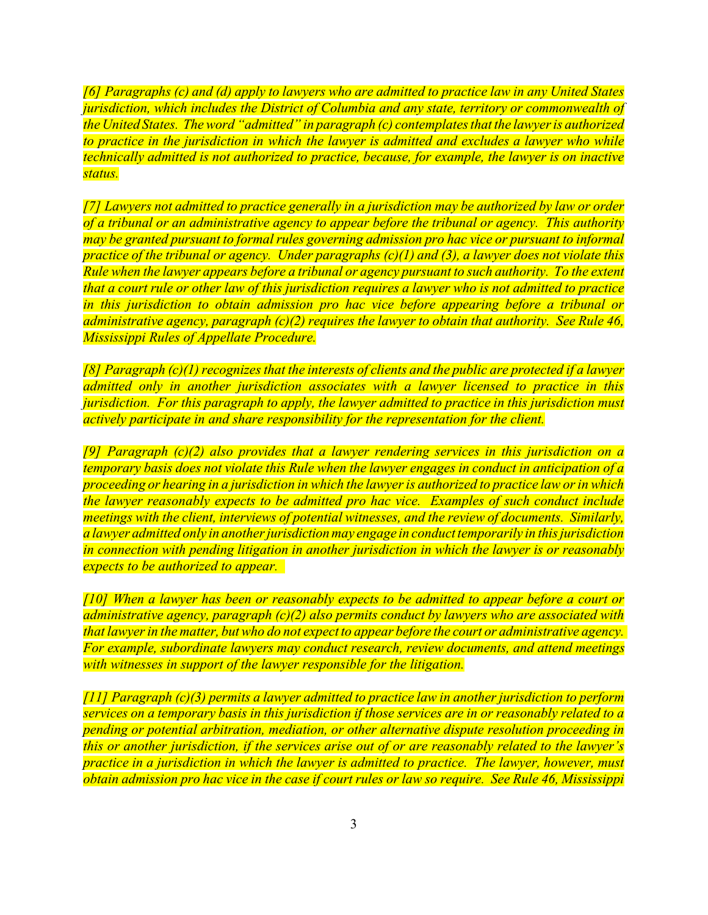*[6] Paragraphs (c) and (d) apply to lawyers who are admitted to practice law in any United States jurisdiction, which includes the District of Columbia and any state, territory or commonwealth of the United States. The word "admitted" in paragraph (c) contemplates that the lawyer is authorized to practice in the jurisdiction in which the lawyer is admitted and excludes a lawyer who while technically admitted is not authorized to practice, because, for example, the lawyer is on inactive status.*

*[7] Lawyers not admitted to practice generally in a jurisdiction may be authorized by law or order of a tribunal or an administrative agency to appear before the tribunal or agency. This authority may be granted pursuant to formal rules governing admission pro hac vice or pursuant to informal practice of the tribunal or agency. Under paragraphs (c)(1) and (3), a lawyer does not violate this Rule when the lawyer appears before a tribunal or agency pursuant to such authority. To the extent that a court rule or other law of this jurisdiction requires a lawyer who is not admitted to practice in this jurisdiction to obtain admission pro hac vice before appearing before a tribunal or administrative agency, paragraph (c)(2) requires the lawyer to obtain that authority. See Rule 46, Mississippi Rules of Appellate Procedure.*

*[8] Paragraph (c)(1) recognizes that the interests of clients and the public are protected if a lawyer admitted only in another jurisdiction associates with a lawyer licensed to practice in this jurisdiction. For this paragraph to apply, the lawyer admitted to practice in this jurisdiction must actively participate in and share responsibility for the representation for the client.*

*[9] Paragraph (c)(2) also provides that a lawyer rendering services in this jurisdiction on a temporary basis does not violate this Rule when the lawyer engages in conduct in anticipation of a proceeding or hearing in a jurisdiction in which the lawyer is authorized to practice law or in which the lawyer reasonably expects to be admitted pro hac vice. Examples of such conduct include meetings with the client, interviews of potential witnesses, and the review of documents. Similarly, a lawyer admitted only in another jurisdiction may engage in conduct temporarily in this jurisdiction in connection with pending litigation in another jurisdiction in which the lawyer is or reasonably expects to be authorized to appear.*

*[10] When a lawyer has been or reasonably expects to be admitted to appear before a court or administrative agency, paragraph (c)(2) also permits conduct by lawyers who are associated with that lawyer in the matter, but who do not expect to appear before the court or administrative agency. For example, subordinate lawyers may conduct research, review documents, and attend meetings with witnesses in support of the lawyer responsible for the litigation.*

*[11] Paragraph (c)(3) permits a lawyer admitted to practice law in another jurisdiction to perform services on a temporary basis in this jurisdiction if those services are in or reasonably related to a pending or potential arbitration, mediation, or other alternative dispute resolution proceeding in this or another jurisdiction, if the services arise out of or are reasonably related to the lawyer's practice in a jurisdiction in which the lawyer is admitted to practice. The lawyer, however, must obtain admission pro hac vice in the case if court rules or law so require. See Rule 46, Mississippi*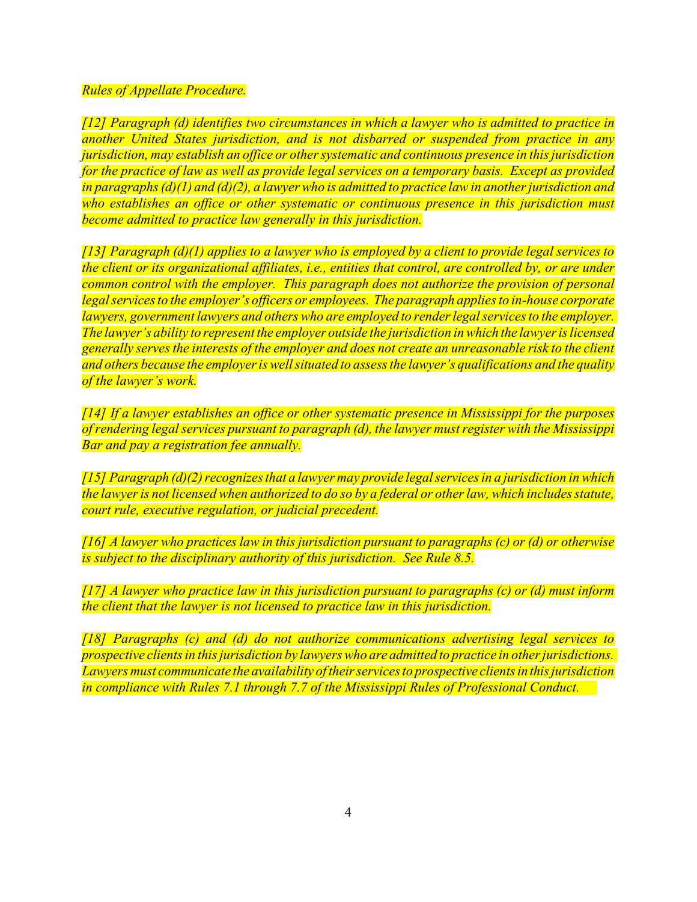*Rules of Appellate Procedure.*

*[12] Paragraph (d) identifies two circumstances in which a lawyer who is admitted to practice in another United States jurisdiction, and is not disbarred or suspended from practice in any jurisdiction, may establish an office or other systematic and continuous presence in this jurisdiction for the practice of law as well as provide legal services on a temporary basis. Except as provided in paragraphs (d)(1) and (d)(2), a lawyer who is admitted to practice law in another jurisdiction and who establishes an office or other systematic or continuous presence in this jurisdiction must become admitted to practice law generally in this jurisdiction.*

*[13] Paragraph (d)(1) applies to a lawyer who is employed by a client to provide legal services to the client or its organizational affiliates, i.e., entities that control, are controlled by, or are under common control with the employer. This paragraph does not authorize the provision of personal legal services to the employer's officers or employees. The paragraph applies to in-house corporate lawyers, government lawyers and others who are employed to render legal services to the employer. The lawyer's ability to represent the employer outside the jurisdiction in which the lawyer is licensed generally serves the interests of the employer and does not create an unreasonable risk to the client and others because the employer is well situated to assess the lawyer's qualifications and the quality of the lawyer's work.*

*[14] If a lawyer establishes an office or other systematic presence in Mississippi for the purposes of rendering legal services pursuant to paragraph (d), the lawyer must register with the Mississippi Bar and pay a registration fee annually.*

*[15] Paragraph (d)(2) recognizes that a lawyer may provide legal services in a jurisdiction in which the lawyer is not licensed when authorized to do so by a federal or other law, which includes statute, court rule, executive regulation, or judicial precedent.*

*[16] A lawyer who practices law in this jurisdiction pursuant to paragraphs (c) or (d) or otherwise is subject to the disciplinary authority of this jurisdiction. See Rule 8.5.*

*[17] A lawyer who practice law in this jurisdiction pursuant to paragraphs (c) or (d) must inform the client that the lawyer is not licensed to practice law in this jurisdiction.*

*[18] Paragraphs (c) and (d) do not authorize communications advertising legal services to prospective clients in this jurisdiction by lawyers who are admitted to practice in other jurisdictions. Lawyers must communicate the availability of their services to prospective clients in this jurisdiction in compliance with Rules 7.1 through 7.7 of the Mississippi Rules of Professional Conduct.*